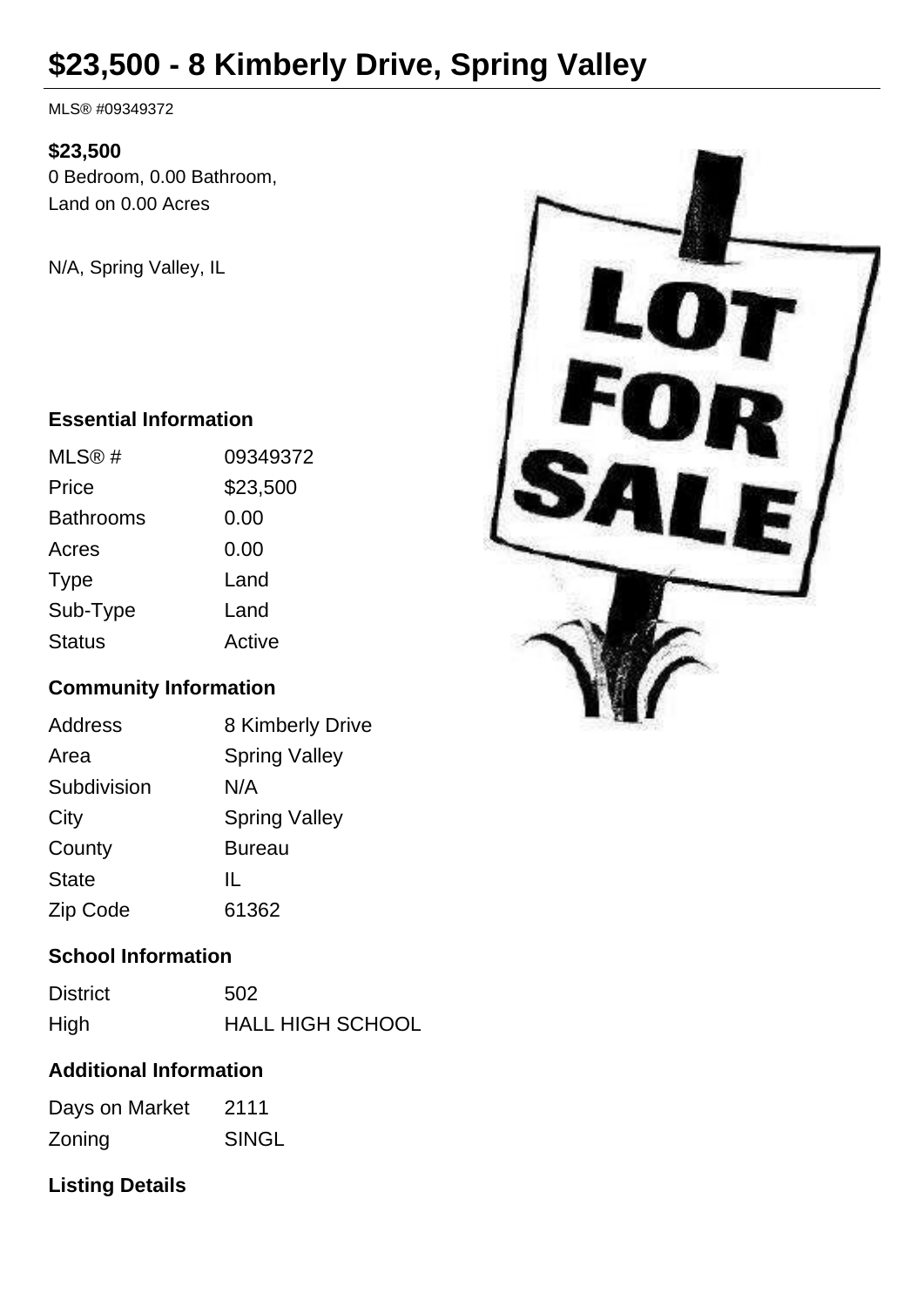# $23,500 - 8 Kimberly Drive, Spring Valley

MLS® #09349372

**$23,500**

0 Bedroom, 0.00 Bathroom, Land on 0.00 Acres

N/A, Spring Valley, IL

## Essential Information

| | |
|---|---|
| MLS® # | 09349372 |
| Price | $23,500 |
| Bathrooms | 0.00 |
| Acres | 0.00 |
| Type | Land |
| Sub-Type | Land |
| Status | Active |

## Community Information

| | |
|---|---|
| Address | 8 Kimberly Drive |
| Area | Spring Valley |
| Subdivision | N/A |
| City | Spring Valley |
| County | Bureau |
| State | IL |
| Zip Code | 61362 |

## School Information

| | |
|---|---|
| District | 502 |
| High | HALL HIGH SCHOOL |

## Additional Information

| | |
|---|---|
| Days on Market | 2111 |
| Zoning | SINGL |

## Listing Details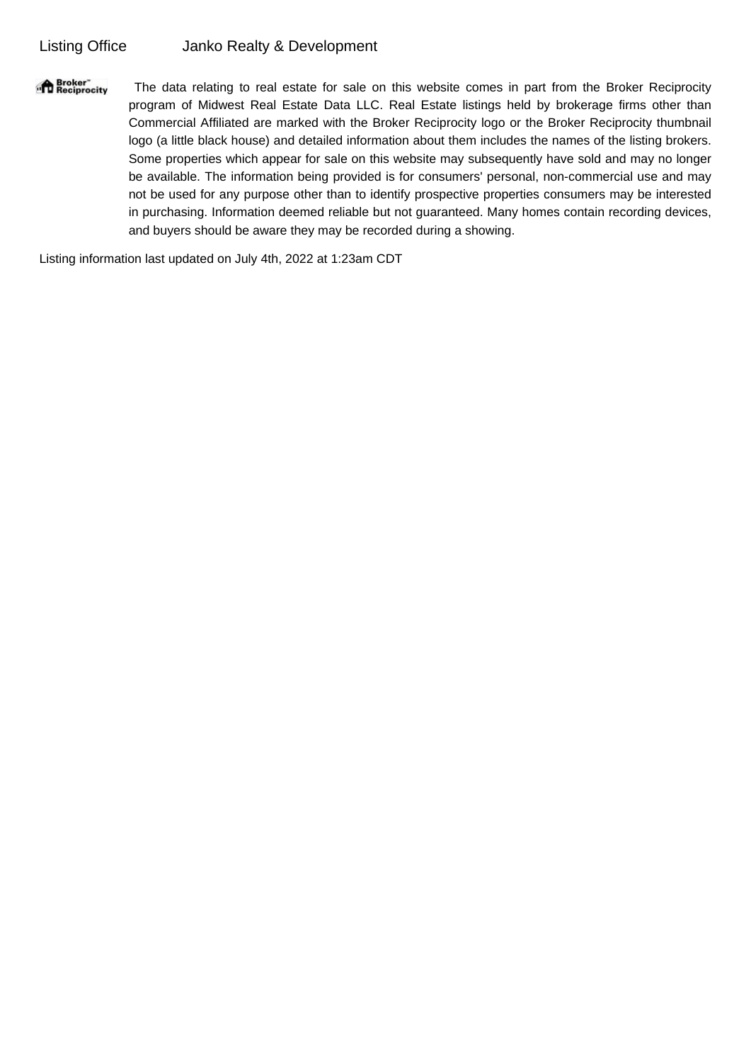Listing Office Janko Realty & Development

Broker Reciprocity

The data relating to real estate for sale on this website comes in part from the Broker Reciprocity program of Midwest Real Estate Data LLC. Real Estate listings held by brokerage firms other than Commercial Affiliated are marked with the Broker Reciprocity logo or the Broker Reciprocity thumbnail logo (a little black house) and detailed information about them includes the names of the listing brokers. Some properties which appear for sale on this website may subsequently have sold and may no longer be available. The information being provided is for consumers' personal, non-commercial use and may not be used for any purpose other than to identify prospective properties consumers may be interested in purchasing. Information deemed reliable but not guaranteed. Many homes contain recording devices, and buyers should be aware they may be recorded during a showing.

Listing information last updated on July 4th, 2022 at 1:23am CDT